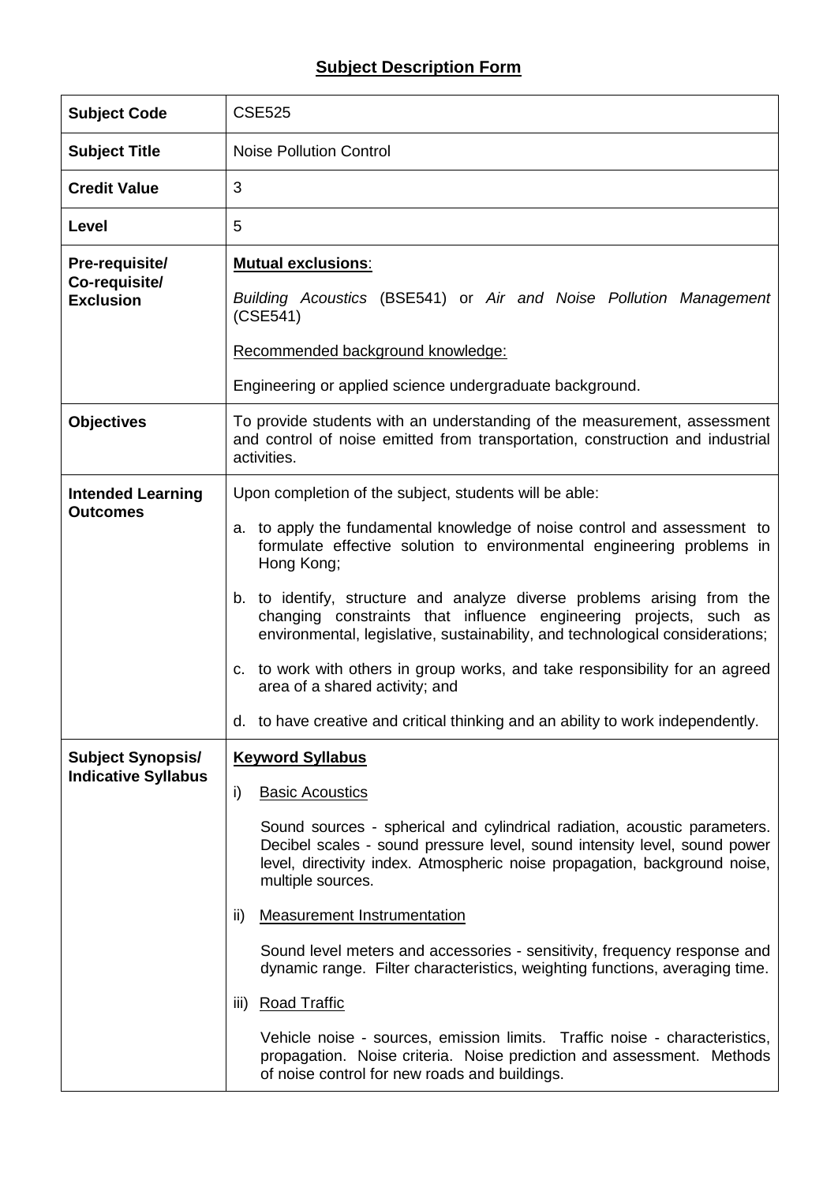## Subject Description Form

| | |
|---|---|
| **Subject Code** | CSE525 |
| **Subject Title** | Noise Pollution Control |
| **Credit Value** | 3 |
| **Level** | 5 |
| **Pre-requisite/ Co-requisite/ Exclusion** | **Mutual exclusions**:<br><br>*Building Acoustics* (BSE541) or *Air and Noise Pollution Management* (CSE541)<br><br>Recommended background knowledge:<br><br>Engineering or applied science undergraduate background. |
| **Objectives** | To provide students with an understanding of the measurement, assessment and control of noise emitted from transportation, construction and industrial activities. |
| **Intended Learning Outcomes** | Upon completion of the subject, students will be able:<br><br>a. to apply the fundamental knowledge of noise control and assessment to formulate effective solution to environmental engineering problems in Hong Kong;<br><br>b. to identify, structure and analyze diverse problems arising from the changing constraints that influence engineering projects, such as environmental, legislative, sustainability, and technological considerations;<br><br>c. to work with others in group works, and take responsibility for an agreed area of a shared activity; and<br><br>d. to have creative and critical thinking and an ability to work independently. |
| **Subject Synopsis/ Indicative Syllabus** | **Keyword Syllabus**<br><br>i) Basic Acoustics<br><br>Sound sources - spherical and cylindrical radiation, acoustic parameters. Decibel scales - sound pressure level, sound intensity level, sound power level, directivity index. Atmospheric noise propagation, background noise, multiple sources.<br><br>ii) Measurement Instrumentation<br><br>Sound level meters and accessories - sensitivity, frequency response and dynamic range. Filter characteristics, weighting functions, averaging time.<br><br>iii) Road Traffic<br><br>Vehicle noise - sources, emission limits. Traffic noise - characteristics, propagation. Noise criteria. Noise prediction and assessment. Methods of noise control for new roads and buildings. |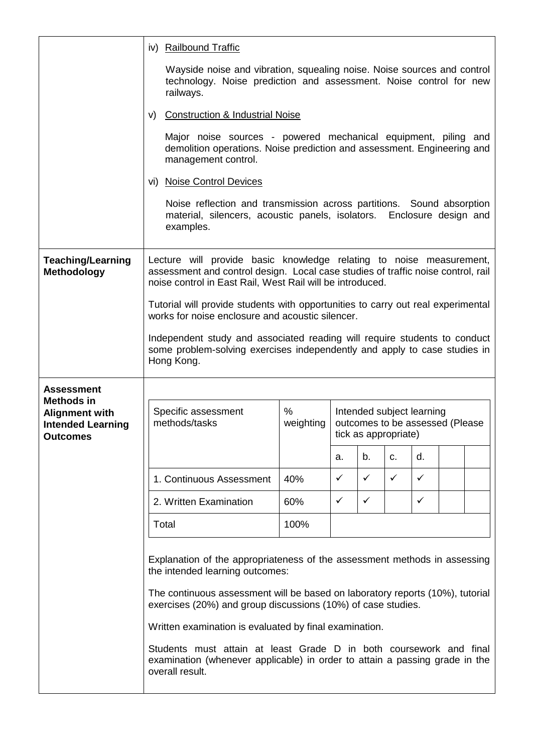iv) Railbound Traffic

Wayside noise and vibration, squealing noise. Noise sources and control technology. Noise prediction and assessment. Noise control for new railways.

v) Construction & Industrial Noise

Major noise sources - powered mechanical equipment, piling and demolition operations. Noise prediction and assessment. Engineering and management control.

vi) Noise Control Devices

Noise reflection and transmission across partitions. Sound absorption material, silencers, acoustic panels, isolators. Enclosure design and examples.

**Teaching/Learning Methodology**

Lecture will provide basic knowledge relating to noise measurement, assessment and control design. Local case studies of traffic noise control, rail noise control in East Rail, West Rail will be introduced.

Tutorial will provide students with opportunities to carry out real experimental works for noise enclosure and acoustic silencer.

Independent study and associated reading will require students to conduct some problem-solving exercises independently and apply to case studies in Hong Kong.

**Assessment Methods in Alignment with Intended Learning Outcomes**

| Specific assessment methods/tasks | % weighting | Intended subject learning outcomes to be assessed (Please tick as appropriate) | | | | | |
|---|---|---|---|---|---|---|---|
| | | a. | b. | c. | d. | | |
| 1. Continuous Assessment | 40% | ✓ | ✓ | ✓ | ✓ | | |
| 2. Written Examination | 60% | ✓ | ✓ | | ✓ | | |
| Total | 100% | | | | | | |

Explanation of the appropriateness of the assessment methods in assessing the intended learning outcomes:

The continuous assessment will be based on laboratory reports (10%), tutorial exercises (20%) and group discussions (10%) of case studies.

Written examination is evaluated by final examination.

Students must attain at least Grade D in both coursework and final examination (whenever applicable) in order to attain a passing grade in the overall result.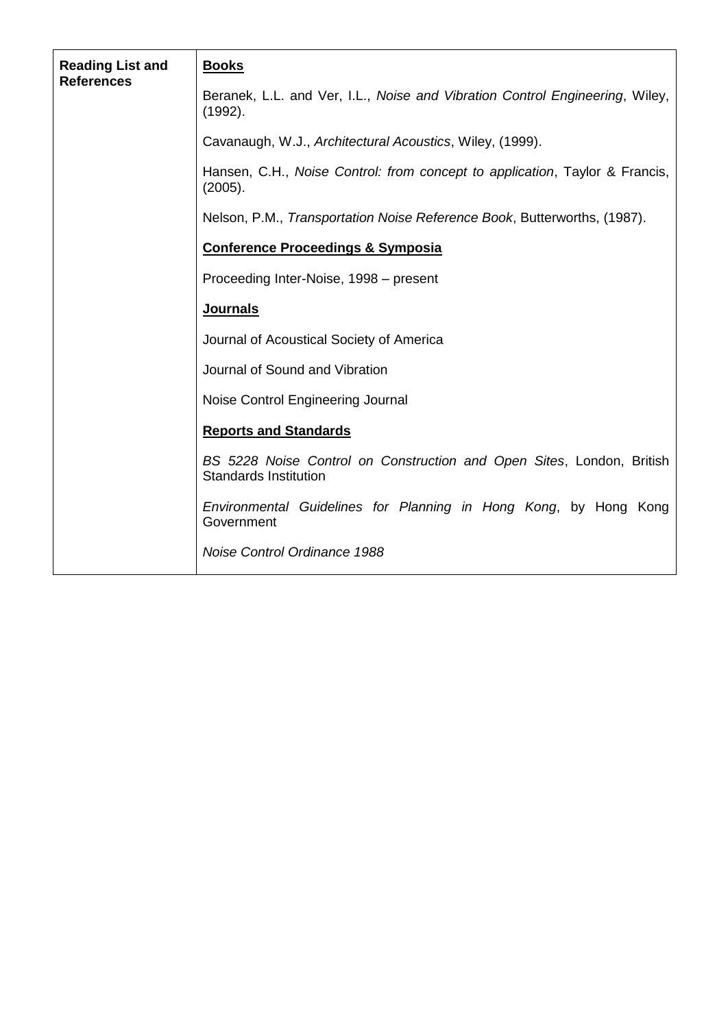| | |
|---|---|
| **Reading List and References** | <u>**Books**</u><br><br>Beranek, L.L. and Ver, I.L., *Noise and Vibration Control Engineering*, Wiley, (1992).<br><br>Cavanaugh, W.J., *Architectural Acoustics*, Wiley, (1999).<br><br>Hansen, C.H., *Noise Control: from concept to application*, Taylor & Francis, (2005).<br><br>Nelson, P.M., *Transportation Noise Reference Book*, Butterworths, (1987).<br><br><u>**Conference Proceedings & Symposia**</u><br><br>Proceeding Inter-Noise, 1998 – present<br><br><u>**Journals**</u><br><br>Journal of Acoustical Society of America<br><br>Journal of Sound and Vibration<br><br>Noise Control Engineering Journal<br><br><u>**Reports and Standards**</u><br><br>*BS 5228 Noise Control on Construction and Open Sites*, London, British Standards Institution<br><br>*Environmental Guidelines for Planning in Hong Kong*, by Hong Kong Government<br><br>*Noise Control Ordinance 1988* |